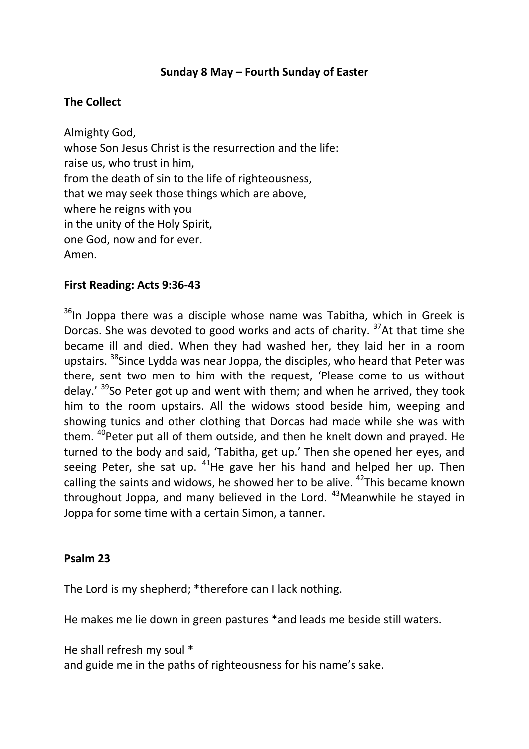## Sunday 8 May – Fourth Sunday of Easter

### The Collect

Almighty God,
whose Son Jesus Christ is the resurrection and the life:
raise us, who trust in him,
from the death of sin to the life of righteousness,
that we may seek those things which are above,
where he reigns with you
in the unity of the Holy Spirit,
one God, now and for ever.
Amen.

### First Reading: Acts 9:36-43

[36]In Joppa there was a disciple whose name was Tabitha, which in Greek is Dorcas. She was devoted to good works and acts of charity. [37]At that time she became ill and died. When they had washed her, they laid her in a room upstairs. [38]Since Lydda was near Joppa, the disciples, who heard that Peter was there, sent two men to him with the request, 'Please come to us without delay.' [39]So Peter got up and went with them; and when he arrived, they took him to the room upstairs. All the widows stood beside him, weeping and showing tunics and other clothing that Dorcas had made while she was with them. [40]Peter put all of them outside, and then he knelt down and prayed. He turned to the body and said, 'Tabitha, get up.' Then she opened her eyes, and seeing Peter, she sat up. [41]He gave her his hand and helped her up. Then calling the saints and widows, he showed her to be alive. [42]This became known throughout Joppa, and many believed in the Lord. [43]Meanwhile he stayed in Joppa for some time with a certain Simon, a tanner.

### Psalm 23

The Lord is my shepherd; *therefore can I lack nothing.

He makes me lie down in green pastures *and leads me beside still waters.

He shall refresh my soul *
and guide me in the paths of righteousness for his name's sake.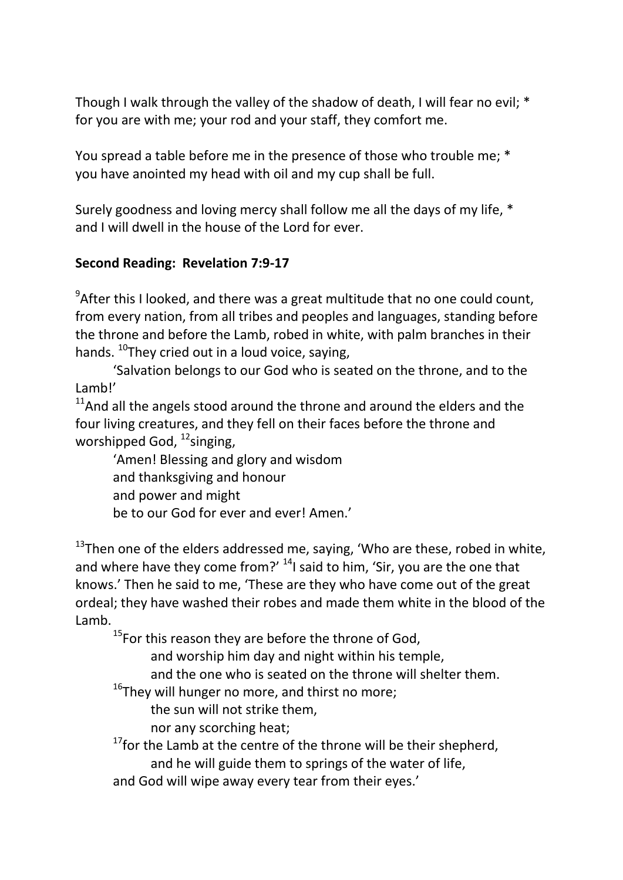Though I walk through the valley of the shadow of death, I will fear no evil; *
for you are with me; your rod and your staff, they comfort me.

You spread a table before me in the presence of those who trouble me; *
you have anointed my head with oil and my cup shall be full.

Surely goodness and loving mercy shall follow me all the days of my life, *
and I will dwell in the house of the Lord for ever.

**Second Reading: Revelation 7:9-17**

[9]After this I looked, and there was a great multitude that no one could count, from every nation, from all tribes and peoples and languages, standing before the throne and before the Lamb, robed in white, with palm branches in their hands. [10]They cried out in a loud voice, saying,

'Salvation belongs to our God who is seated on the throne, and to the Lamb!'

[11]And all the angels stood around the throne and around the elders and the four living creatures, and they fell on their faces before the throne and worshipped God, [12]singing,

'Amen! Blessing and glory and wisdom
and thanksgiving and honour
and power and might
be to our God for ever and ever! Amen.'

[13]Then one of the elders addressed me, saying, 'Who are these, robed in white, and where have they come from?' [14]I said to him, 'Sir, you are the one that knows.' Then he said to me, 'These are they who have come out of the great ordeal; they have washed their robes and made them white in the blood of the Lamb.

[15]For this reason they are before the throne of God,
and worship him day and night within his temple,
and the one who is seated on the throne will shelter them.
[16]They will hunger no more, and thirst no more;
the sun will not strike them,
nor any scorching heat;
[17]for the Lamb at the centre of the throne will be their shepherd,
and he will guide them to springs of the water of life,
and God will wipe away every tear from their eyes.'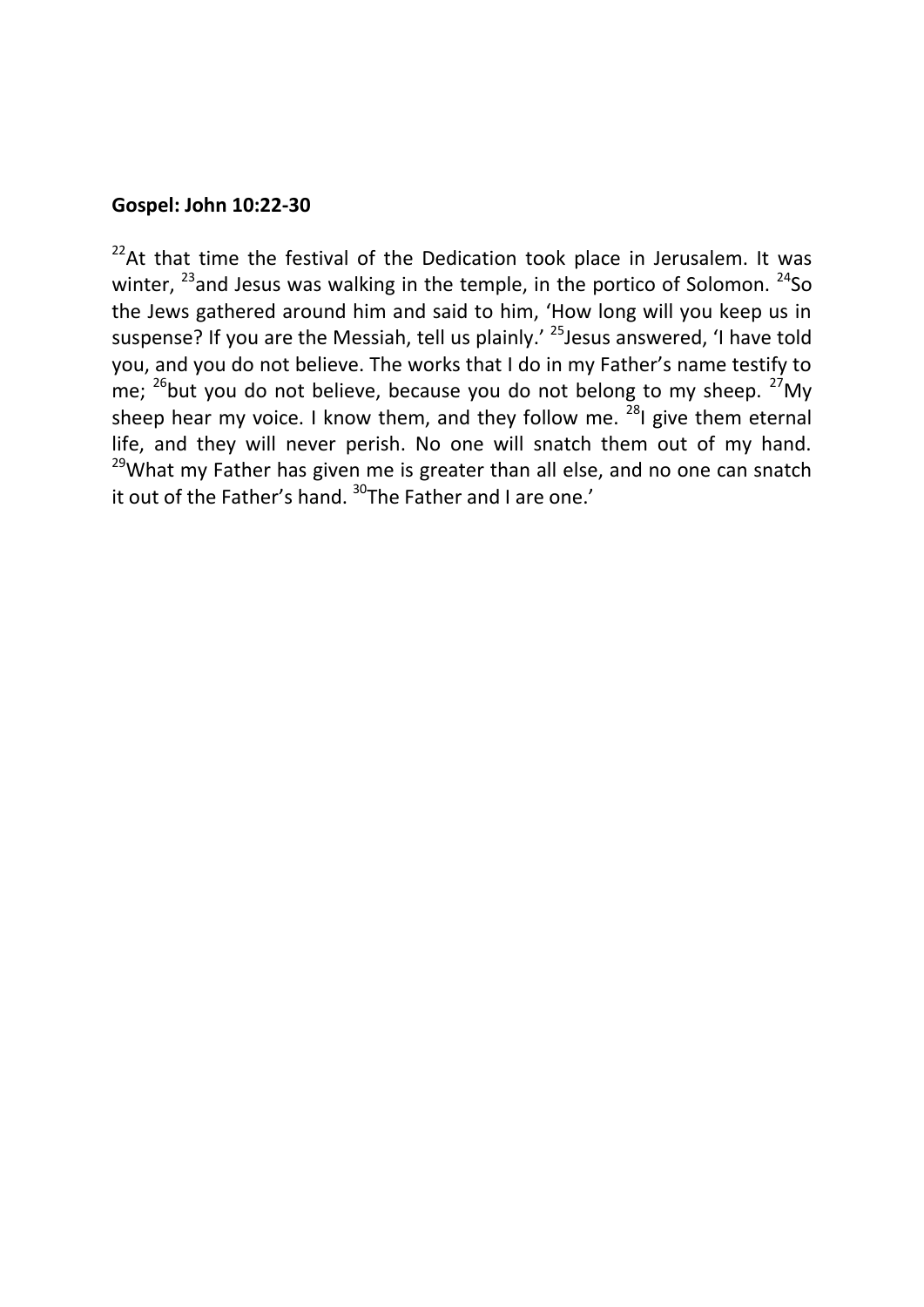**Gospel: John 10:22-30**

[22]At that time the festival of the Dedication took place in Jerusalem. It was winter, [23]and Jesus was walking in the temple, in the portico of Solomon. [24]So the Jews gathered around him and said to him, 'How long will you keep us in suspense? If you are the Messiah, tell us plainly.' [25]Jesus answered, 'I have told you, and you do not believe. The works that I do in my Father's name testify to me; [26]but you do not believe, because you do not belong to my sheep. [27]My sheep hear my voice. I know them, and they follow me. [28]I give them eternal life, and they will never perish. No one will snatch them out of my hand. [29]What my Father has given me is greater than all else, and no one can snatch it out of the Father's hand. [30]The Father and I are one.'